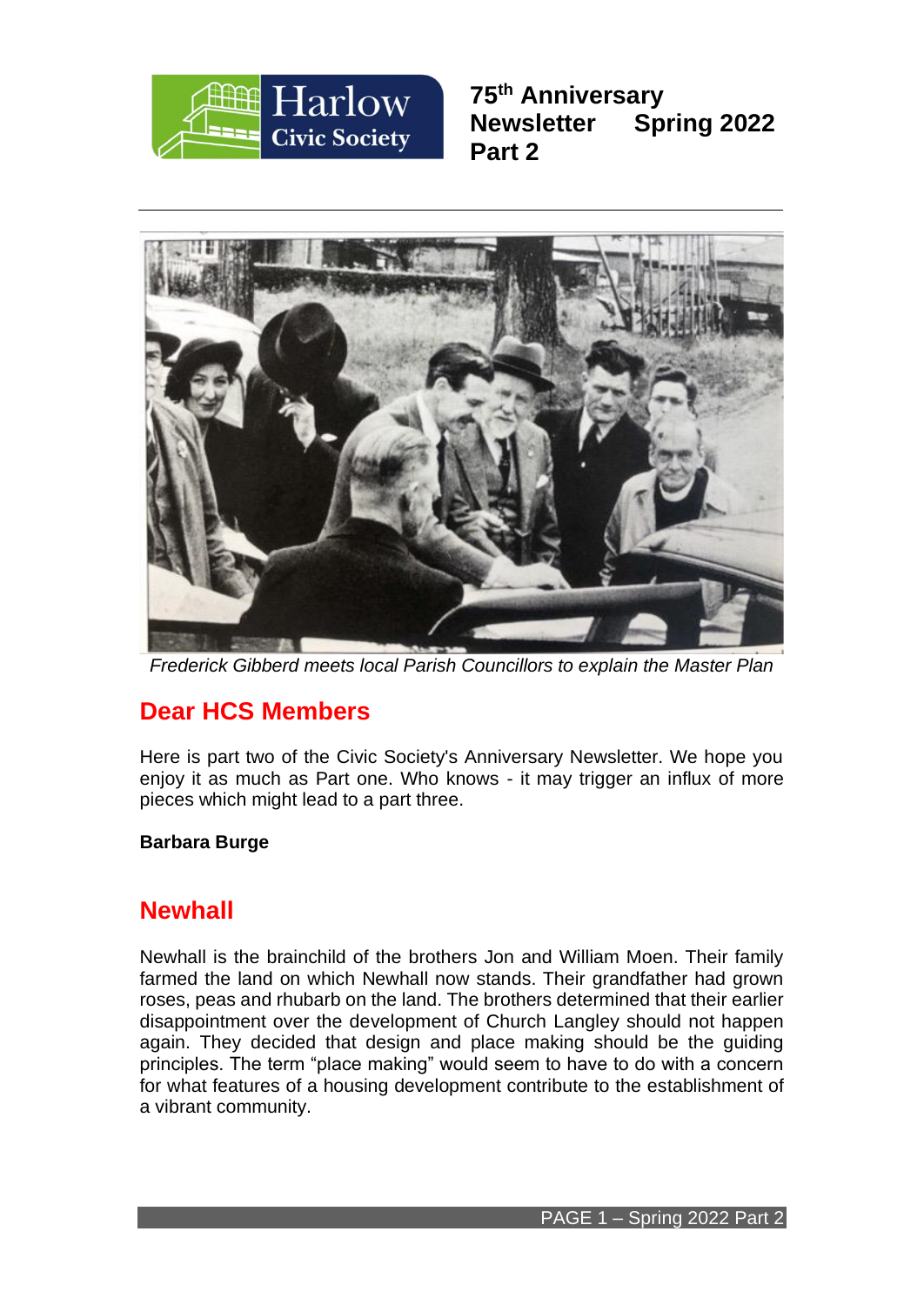# 75th Anniversary Newsletter Spring 2022 Part 2

*Frederick Gibberd meets local Parish Councillors to explain the Master Plan*

## Dear HCS Members

Here is part two of the Civic Society's Anniversary Newsletter. We hope you enjoy it as much as Part one. Who knows - it may trigger an influx of more pieces which might lead to a part three.

**Barbara Burge**

## Newhall

Newhall is the brainchild of the brothers Jon and William Moen. Their family farmed the land on which Newhall now stands. Their grandfather had grown roses, peas and rhubarb on the land. The brothers determined that their earlier disappointment over the development of Church Langley should not happen again. They decided that design and place making should be the guiding principles. The term "place making" would seem to have to do with a concern for what features of a housing development contribute to the establishment of a vibrant community.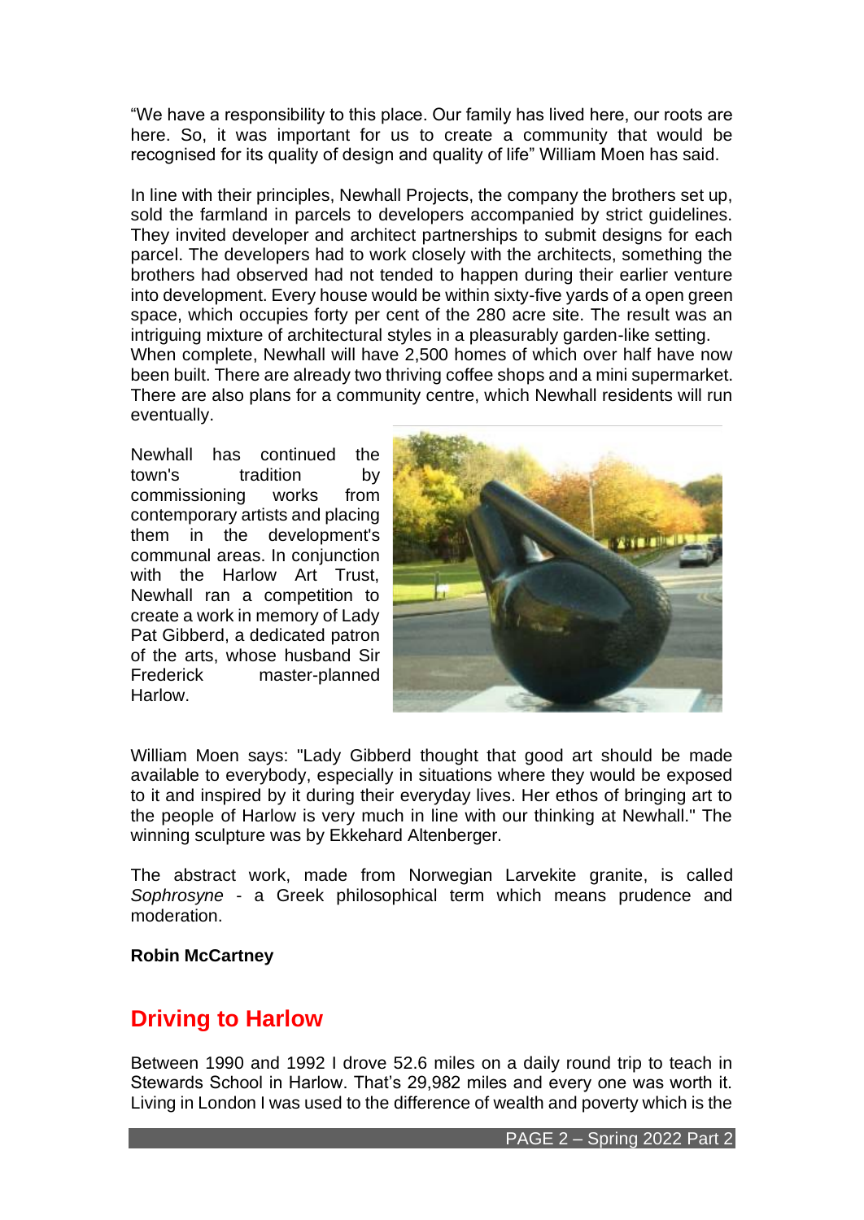"We have a responsibility to this place. Our family has lived here, our roots are here. So, it was important for us to create a community that would be recognised for its quality of design and quality of life" William Moen has said.

In line with their principles, Newhall Projects, the company the brothers set up, sold the farmland in parcels to developers accompanied by strict guidelines. They invited developer and architect partnerships to submit designs for each parcel. The developers had to work closely with the architects, something the brothers had observed had not tended to happen during their earlier venture into development. Every house would be within sixty-five yards of a open green space, which occupies forty per cent of the 280 acre site. The result was an intriguing mixture of architectural styles in a pleasurably garden-like setting. When complete, Newhall will have 2,500 homes of which over half have now been built. There are already two thriving coffee shops and a mini supermarket. There are also plans for a community centre, which Newhall residents will run eventually.

Newhall has continued the town's tradition by commissioning works from contemporary artists and placing them in the development's communal areas. In conjunction with the Harlow Art Trust, Newhall ran a competition to create a work in memory of Lady Pat Gibberd, a dedicated patron of the arts, whose husband Sir Frederick master-planned Harlow.

William Moen says: "Lady Gibberd thought that good art should be made available to everybody, especially in situations where they would be exposed to it and inspired by it during their everyday lives. Her ethos of bringing art to the people of Harlow is very much in line with our thinking at Newhall." The winning sculpture was by Ekkehard Altenberger.

The abstract work, made from Norwegian Larvekite granite, is called *Sophrosyne* - a Greek philosophical term which means prudence and moderation.

**Robin McCartney**

## Driving to Harlow

Between 1990 and 1992 I drove 52.6 miles on a daily round trip to teach in Stewards School in Harlow. That's 29,982 miles and every one was worth it. Living in London I was used to the difference of wealth and poverty which is the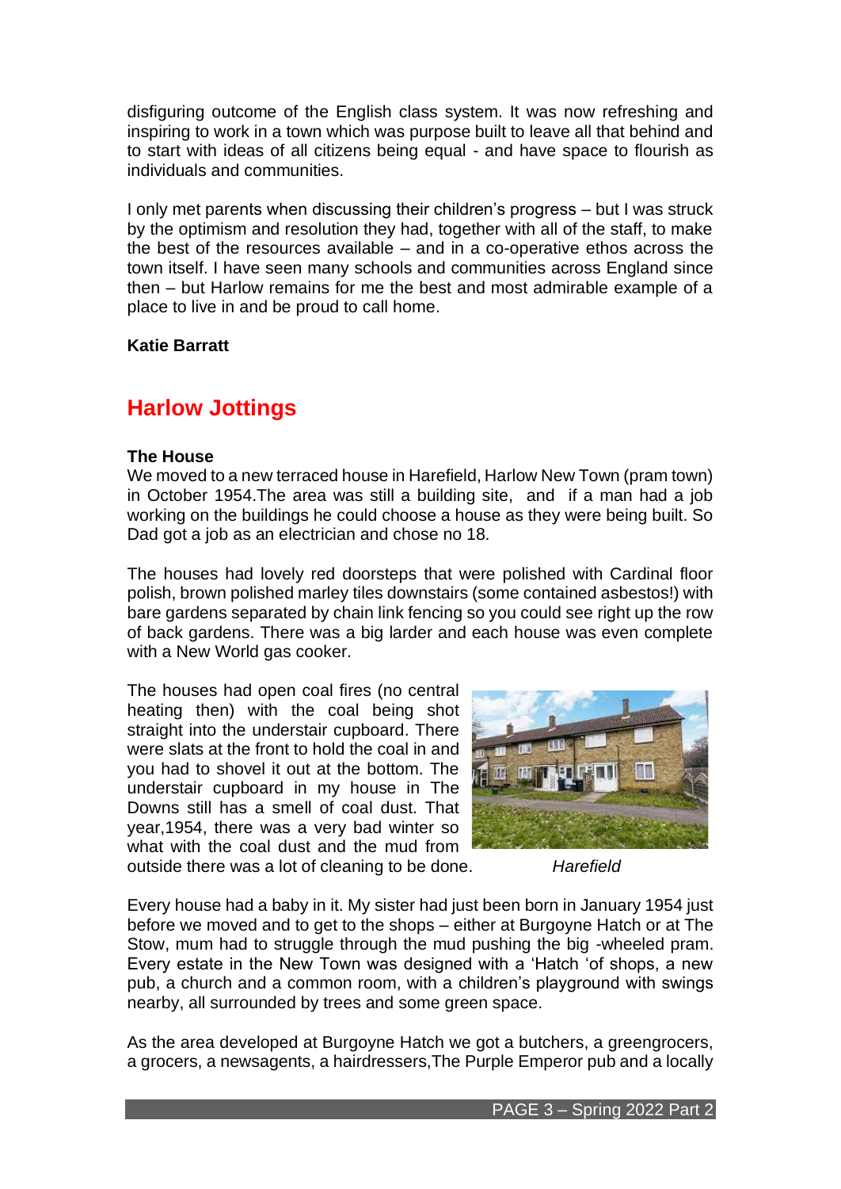disfiguring outcome of the English class system. It was now refreshing and inspiring to work in a town which was purpose built to leave all that behind and to start with ideas of all citizens being equal - and have space to flourish as individuals and communities.

I only met parents when discussing their children's progress – but I was struck by the optimism and resolution they had, together with all of the staff, to make the best of the resources available – and in a co-operative ethos across the town itself. I have seen many schools and communities across England since then – but Harlow remains for me the best and most admirable example of a place to live in and be proud to call home.

**Katie Barratt**

## Harlow Jottings

**The House**

We moved to a new terraced house in Harefield, Harlow New Town (pram town) in October 1954.The area was still a building site, and if a man had a job working on the buildings he could choose a house as they were being built. So Dad got a job as an electrician and chose no 18.

The houses had lovely red doorsteps that were polished with Cardinal floor polish, brown polished marley tiles downstairs (some contained asbestos!) with bare gardens separated by chain link fencing so you could see right up the row of back gardens. There was a big larder and each house was even complete with a New World gas cooker.

The houses had open coal fires (no central heating then) with the coal being shot straight into the understair cupboard. There were slats at the front to hold the coal in and you had to shovel it out at the bottom. The understair cupboard in my house in The Downs still has a smell of coal dust. That year,1954, there was a very bad winter so what with the coal dust and the mud from outside there was a lot of cleaning to be done.

*Harefield*

Every house had a baby in it. My sister had just been born in January 1954 just before we moved and to get to the shops – either at Burgoyne Hatch or at The Stow, mum had to struggle through the mud pushing the big -wheeled pram. Every estate in the New Town was designed with a 'Hatch 'of shops, a new pub, a church and a common room, with a children's playground with swings nearby, all surrounded by trees and some green space.

As the area developed at Burgoyne Hatch we got a butchers, a greengrocers, a grocers, a newsagents, a hairdressers,The Purple Emperor pub and a locally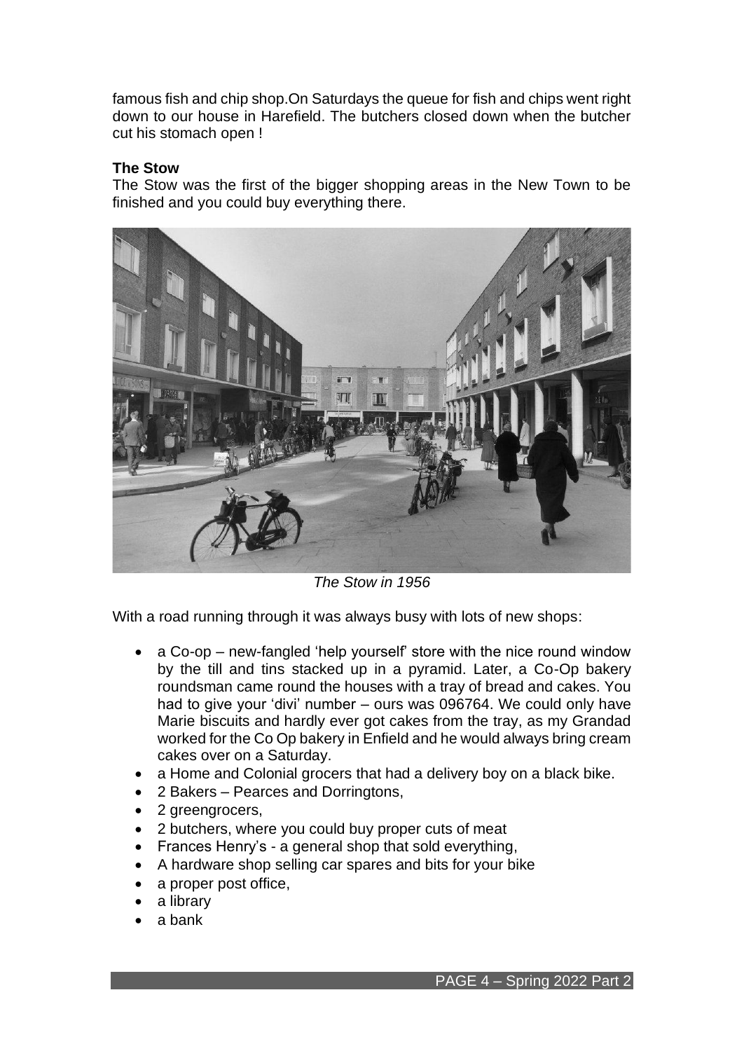famous fish and chip shop.On Saturdays the queue for fish and chips went right down to our house in Harefield. The butchers closed down when the butcher cut his stomach open !

**The Stow**

The Stow was the first of the bigger shopping areas in the New Town to be finished and you could buy everything there.

*The Stow in 1956*

With a road running through it was always busy with lots of new shops:

- a Co-op – new-fangled 'help yourself' store with the nice round window by the till and tins stacked up in a pyramid. Later, a Co-Op bakery roundsman came round the houses with a tray of bread and cakes. You had to give your 'divi' number – ours was 096764. We could only have Marie biscuits and hardly ever got cakes from the tray, as my Grandad worked for the Co Op bakery in Enfield and he would always bring cream cakes over on a Saturday.
- a Home and Colonial grocers that had a delivery boy on a black bike.
- 2 Bakers – Pearces and Dorringtons,
- 2 greengrocers,
- 2 butchers, where you could buy proper cuts of meat
- Frances Henry's - a general shop that sold everything,
- A hardware shop selling car spares and bits for your bike
- a proper post office,
- a library
- a bank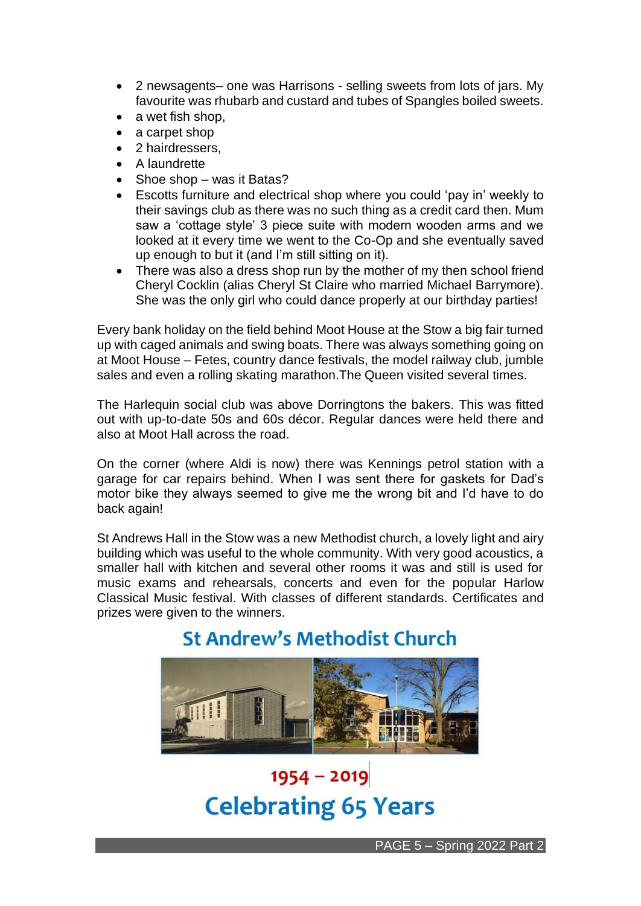- 2 newsagents– one was Harrisons - selling sweets from lots of jars. My favourite was rhubarb and custard and tubes of Spangles boiled sweets.
- a wet fish shop,
- a carpet shop
- 2 hairdressers,
- A laundrette
- Shoe shop – was it Batas?
- Escotts furniture and electrical shop where you could 'pay in' weekly to their savings club as there was no such thing as a credit card then. Mum saw a 'cottage style' 3 piece suite with modern wooden arms and we looked at it every time we went to the Co-Op and she eventually saved up enough to but it (and I'm still sitting on it).
- There was also a dress shop run by the mother of my then school friend Cheryl Cocklin (alias Cheryl St Claire who married Michael Barrymore). She was the only girl who could dance properly at our birthday parties!

Every bank holiday on the field behind Moot House at the Stow a big fair turned up with caged animals and swing boats. There was always something going on at Moot House – Fetes, country dance festivals, the model railway club, jumble sales and even a rolling skating marathon.The Queen visited several times.

The Harlequin social club was above Dorringtons the bakers. This was fitted out with up-to-date 50s and 60s décor. Regular dances were held there and also at Moot Hall across the road.

On the corner (where Aldi is now) there was Kennings petrol station with a garage for car repairs behind. When I was sent there for gaskets for Dad's motor bike they always seemed to give me the wrong bit and I'd have to do back again!

St Andrews Hall in the Stow was a new Methodist church, a lovely light and airy building which was useful to the whole community. With very good acoustics, a smaller hall with kitchen and several other rooms it was and still is used for music exams and rehearsals, concerts and even for the popular Harlow Classical Music festival. With classes of different standards. Certificates and prizes were given to the winners.

**St Andrew's Methodist Church**

**1954 – 2019**

**Celebrating 65 Years**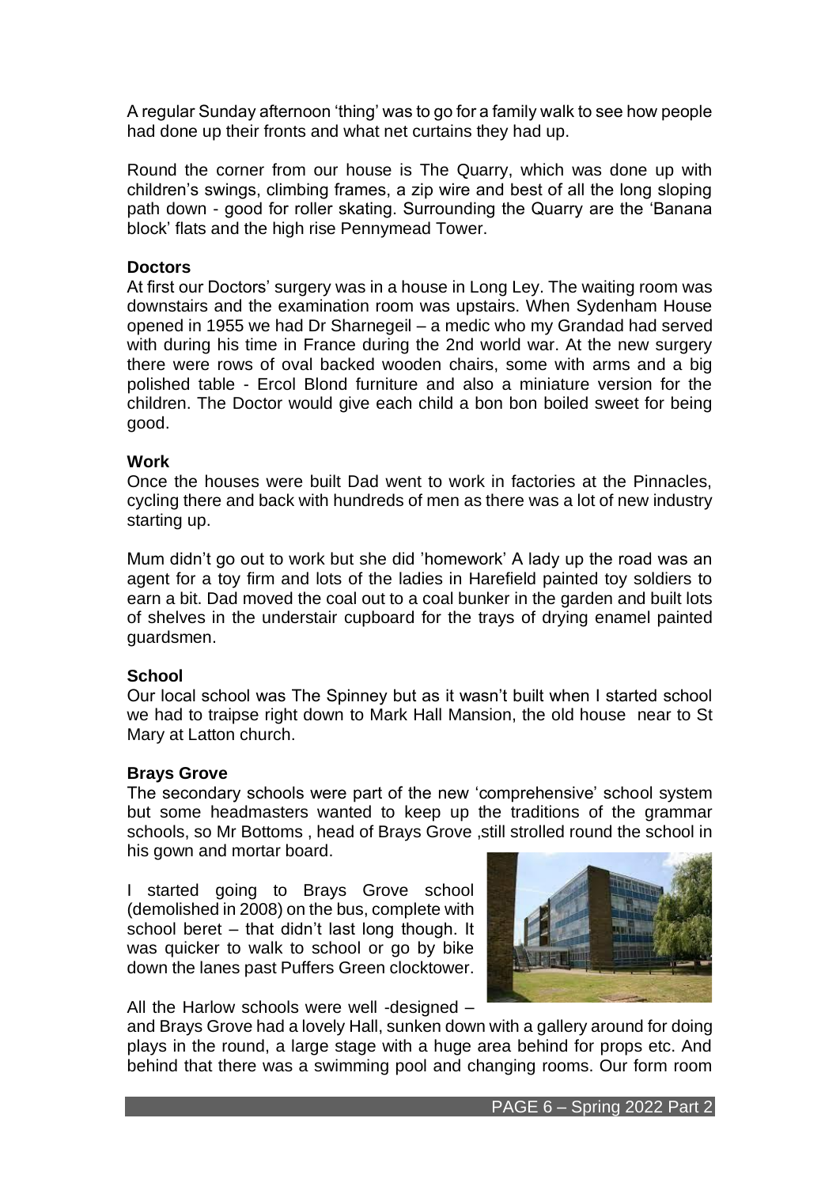A regular Sunday afternoon 'thing' was to go for a family walk to see how people had done up their fronts and what net curtains they had up.

Round the corner from our house is The Quarry, which was done up with children's swings, climbing frames, a zip wire and best of all the long sloping path down - good for roller skating. Surrounding the Quarry are the 'Banana block' flats and the high rise Pennymead Tower.

**Doctors**

At first our Doctors' surgery was in a house in Long Ley. The waiting room was downstairs and the examination room was upstairs. When Sydenham House opened in 1955 we had Dr Sharnegeil – a medic who my Grandad had served with during his time in France during the 2nd world war. At the new surgery there were rows of oval backed wooden chairs, some with arms and a big polished table - Ercol Blond furniture and also a miniature version for the children. The Doctor would give each child a bon bon boiled sweet for being good.

**Work**

Once the houses were built Dad went to work in factories at the Pinnacles, cycling there and back with hundreds of men as there was a lot of new industry starting up.

Mum didn't go out to work but she did 'homework' A lady up the road was an agent for a toy firm and lots of the ladies in Harefield painted toy soldiers to earn a bit. Dad moved the coal out to a coal bunker in the garden and built lots of shelves in the understair cupboard for the trays of drying enamel painted guardsmen.

**School**

Our local school was The Spinney but as it wasn't built when I started school we had to traipse right down to Mark Hall Mansion, the old house near to St Mary at Latton church.

**Brays Grove**

The secondary schools were part of the new 'comprehensive' school system but some headmasters wanted to keep up the traditions of the grammar schools, so Mr Bottoms , head of Brays Grove ,still strolled round the school in his gown and mortar board.

I started going to Brays Grove school (demolished in 2008) on the bus, complete with school beret – that didn't last long though. It was quicker to walk to school or go by bike down the lanes past Puffers Green clocktower.

All the Harlow schools were well -designed – and Brays Grove had a lovely Hall, sunken down with a gallery around for doing plays in the round, a large stage with a huge area behind for props etc. And behind that there was a swimming pool and changing rooms. Our form room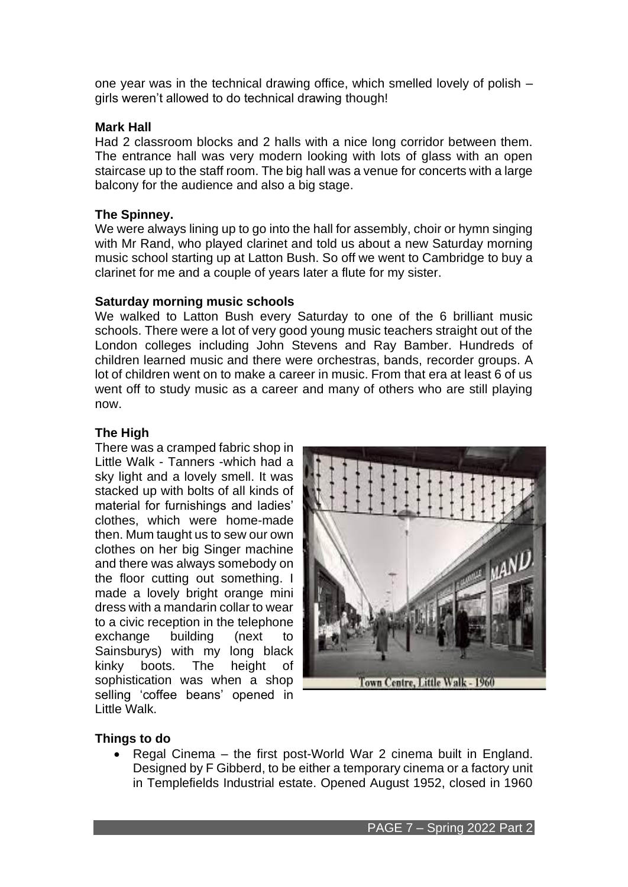one year was in the technical drawing office, which smelled lovely of polish – girls weren't allowed to do technical drawing though!

**Mark Hall**

Had 2 classroom blocks and 2 halls with a nice long corridor between them. The entrance hall was very modern looking with lots of glass with an open staircase up to the staff room. The big hall was a venue for concerts with a large balcony for the audience and also a big stage.

**The Spinney.**

We were always lining up to go into the hall for assembly, choir or hymn singing with Mr Rand, who played clarinet and told us about a new Saturday morning music school starting up at Latton Bush. So off we went to Cambridge to buy a clarinet for me and a couple of years later a flute for my sister.

**Saturday morning music schools**

We walked to Latton Bush every Saturday to one of the 6 brilliant music schools. There were a lot of very good young music teachers straight out of the London colleges including John Stevens and Ray Bamber. Hundreds of children learned music and there were orchestras, bands, recorder groups. A lot of children went on to make a career in music. From that era at least 6 of us went off to study music as a career and many of others who are still playing now.

**The High**

There was a cramped fabric shop in Little Walk - Tanners -which had a sky light and a lovely smell. It was stacked up with bolts of all kinds of material for furnishings and ladies' clothes, which were home-made then. Mum taught us to sew our own clothes on her big Singer machine and there was always somebody on the floor cutting out something. I made a lovely bright orange mini dress with a mandarin collar to wear to a civic reception in the telephone exchange building (next to Sainsburys) with my long black kinky boots. The height of sophistication was when a shop selling 'coffee beans' opened in Little Walk.

Town Centre, Little Walk - 1960

**Things to do**

- Regal Cinema – the first post-World War 2 cinema built in England. Designed by F Gibberd, to be either a temporary cinema or a factory unit in Templefields Industrial estate. Opened August 1952, closed in 1960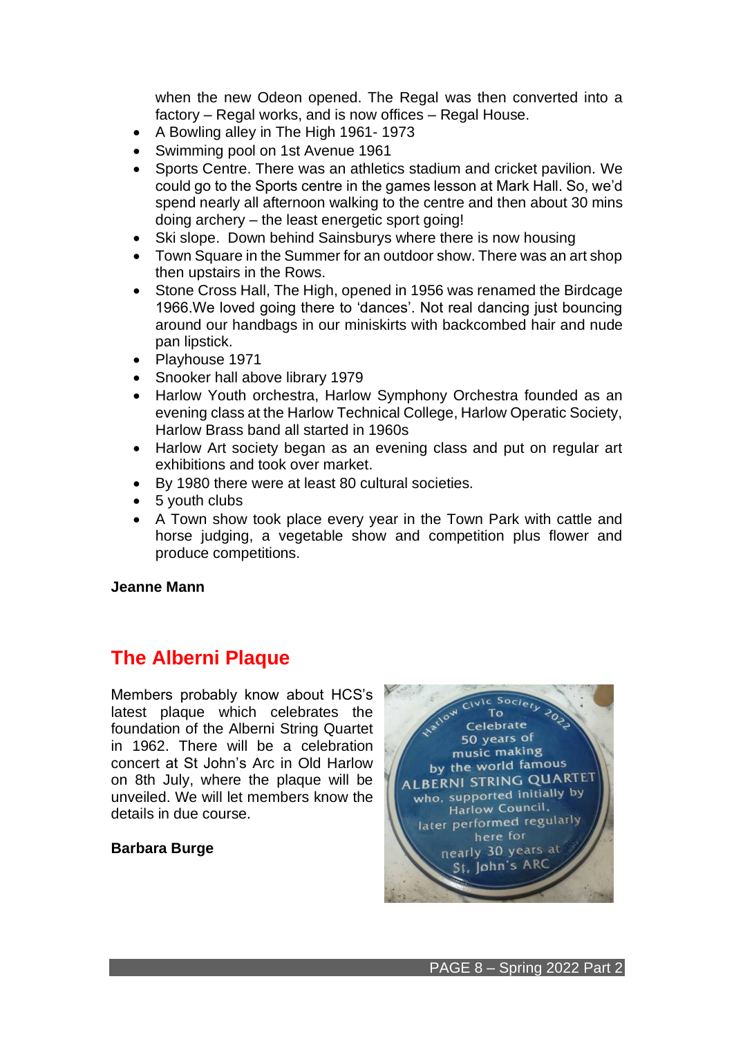when the new Odeon opened. The Regal was then converted into a factory – Regal works, and is now offices – Regal House.

- A Bowling alley in The High 1961- 1973
- Swimming pool on 1st Avenue 1961
- Sports Centre. There was an athletics stadium and cricket pavilion. We could go to the Sports centre in the games lesson at Mark Hall. So, we'd spend nearly all afternoon walking to the centre and then about 30 mins doing archery – the least energetic sport going!
- Ski slope. Down behind Sainsburys where there is now housing
- Town Square in the Summer for an outdoor show. There was an art shop then upstairs in the Rows.
- Stone Cross Hall, The High, opened in 1956 was renamed the Birdcage 1966.We loved going there to 'dances'. Not real dancing just bouncing around our handbags in our miniskirts with backcombed hair and nude pan lipstick.
- Playhouse 1971
- Snooker hall above library 1979
- Harlow Youth orchestra, Harlow Symphony Orchestra founded as an evening class at the Harlow Technical College, Harlow Operatic Society, Harlow Brass band all started in 1960s
- Harlow Art society began as an evening class and put on regular art exhibitions and took over market.
- By 1980 there were at least 80 cultural societies.
- 5 youth clubs
- A Town show took place every year in the Town Park with cattle and horse judging, a vegetable show and competition plus flower and produce competitions.

**Jeanne Mann**

## The Alberni Plaque

Members probably know about HCS's latest plaque which celebrates the foundation of the Alberni String Quartet in 1962. There will be a celebration concert at St John's Arc in Old Harlow on 8th July, where the plaque will be unveiled. We will let members know the details in due course.

**Barbara Burge**

Harlow Civic Society 2022 To Celebrate 50 years of music making by the world famous ALBERNI STRING QUARTET who, supported initially by Harlow Council, later performed regularly here for nearly 30 years at St. John's ARC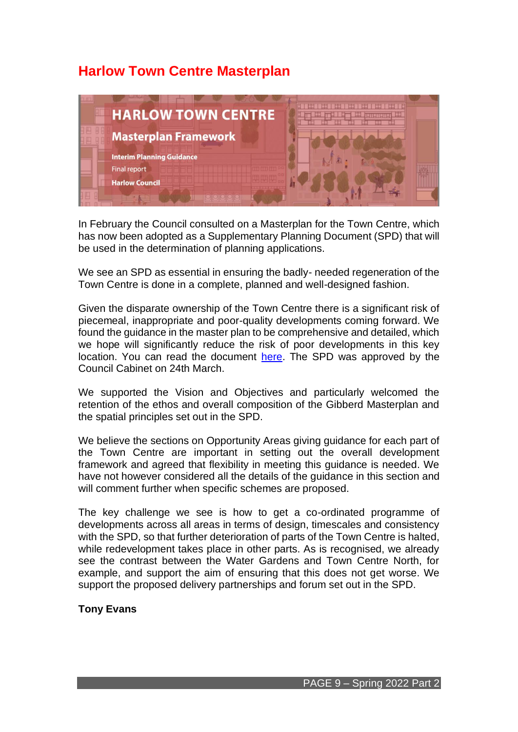# Harlow Town Centre Masterplan

In February the Council consulted on a Masterplan for the Town Centre, which has now been adopted as a Supplementary Planning Document (SPD) that will be used in the determination of planning applications.

We see an SPD as essential in ensuring the badly- needed regeneration of the Town Centre is done in a complete, planned and well-designed fashion.

Given the disparate ownership of the Town Centre there is a significant risk of piecemeal, inappropriate and poor-quality developments coming forward. We found the guidance in the master plan to be comprehensive and detailed, which we hope will significantly reduce the risk of poor developments in this key location. You can read the document here. The SPD was approved by the Council Cabinet on 24th March.

We supported the Vision and Objectives and particularly welcomed the retention of the ethos and overall composition of the Gibberd Masterplan and the spatial principles set out in the SPD.

We believe the sections on Opportunity Areas giving guidance for each part of the Town Centre are important in setting out the overall development framework and agreed that flexibility in meeting this guidance is needed. We have not however considered all the details of the guidance in this section and will comment further when specific schemes are proposed.

The key challenge we see is how to get a co-ordinated programme of developments across all areas in terms of design, timescales and consistency with the SPD, so that further deterioration of parts of the Town Centre is halted, while redevelopment takes place in other parts. As is recognised, we already see the contrast between the Water Gardens and Town Centre North, for example, and support the aim of ensuring that this does not get worse. We support the proposed delivery partnerships and forum set out in the SPD.

**Tony Evans**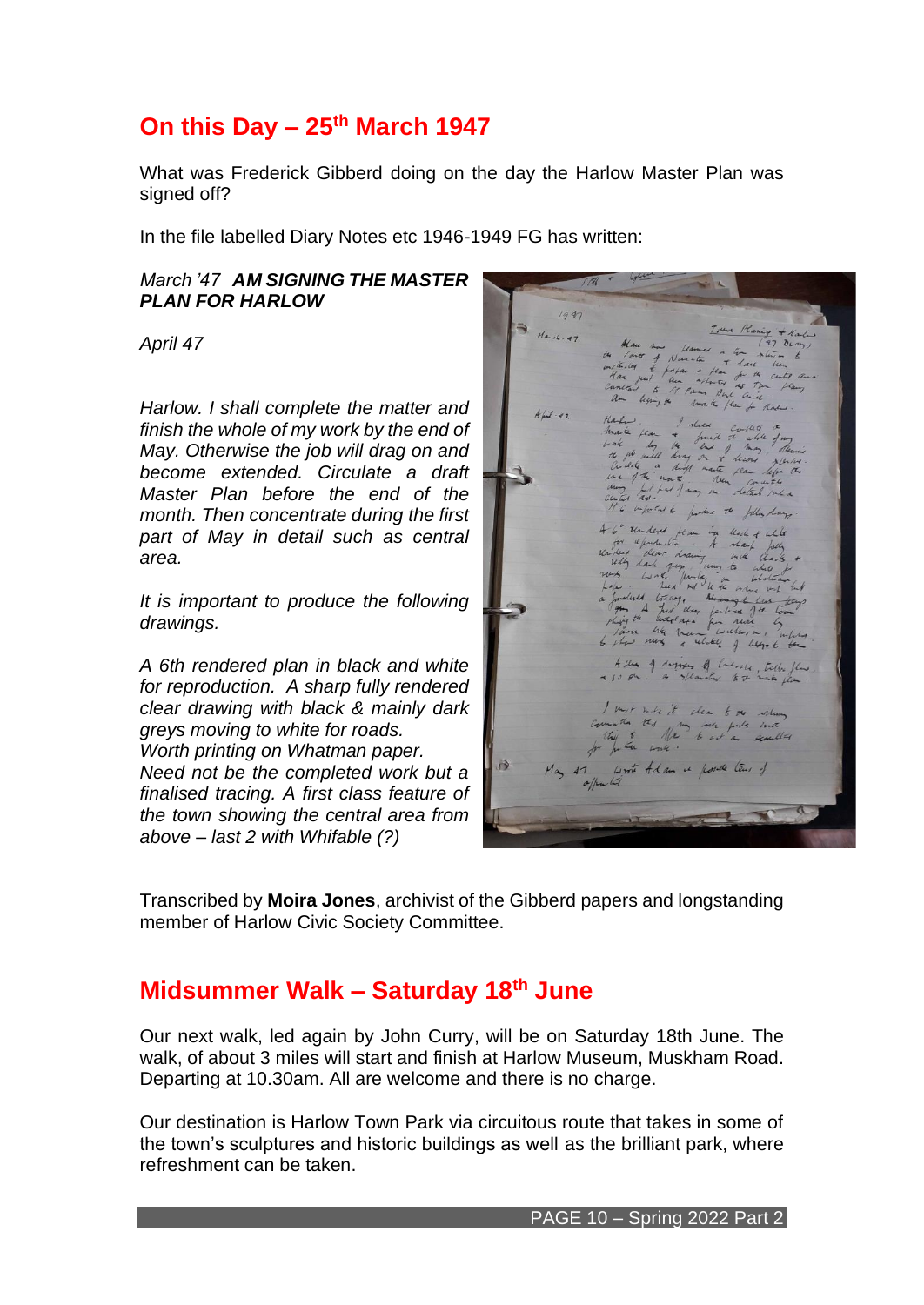## On this Day – 25th March 1947

What was Frederick Gibberd doing on the day the Harlow Master Plan was signed off?

In the file labelled Diary Notes etc 1946-1949 FG has written:

*March '47* ***AM SIGNING THE MASTER PLAN FOR HARLOW***

*April 47*

*Harlow. I shall complete the matter and finish the whole of my work by the end of May. Otherwise the job will drag on and become extended. Circulate a draft Master Plan before the end of the month. Then concentrate during the first part of May in detail such as central area.*

*It is important to produce the following drawings.*

*A 6th rendered plan in black and white for reproduction. A sharp fully rendered clear drawing with black & mainly dark greys moving to white for roads.*
*Worth printing on Whatman paper.*
*Need not be the completed work but a finalised tracing. A first class feature of the town showing the central area from above – last 2 with Whifable (?)*

Transcribed by **Moira Jones**, archivist of the Gibberd papers and longstanding member of Harlow Civic Society Committee.

## Midsummer Walk – Saturday 18th June

Our next walk, led again by John Curry, will be on Saturday 18th June. The walk, of about 3 miles will start and finish at Harlow Museum, Muskham Road. Departing at 10.30am. All are welcome and there is no charge.

Our destination is Harlow Town Park via circuitous route that takes in some of the town's sculptures and historic buildings as well as the brilliant park, where refreshment can be taken.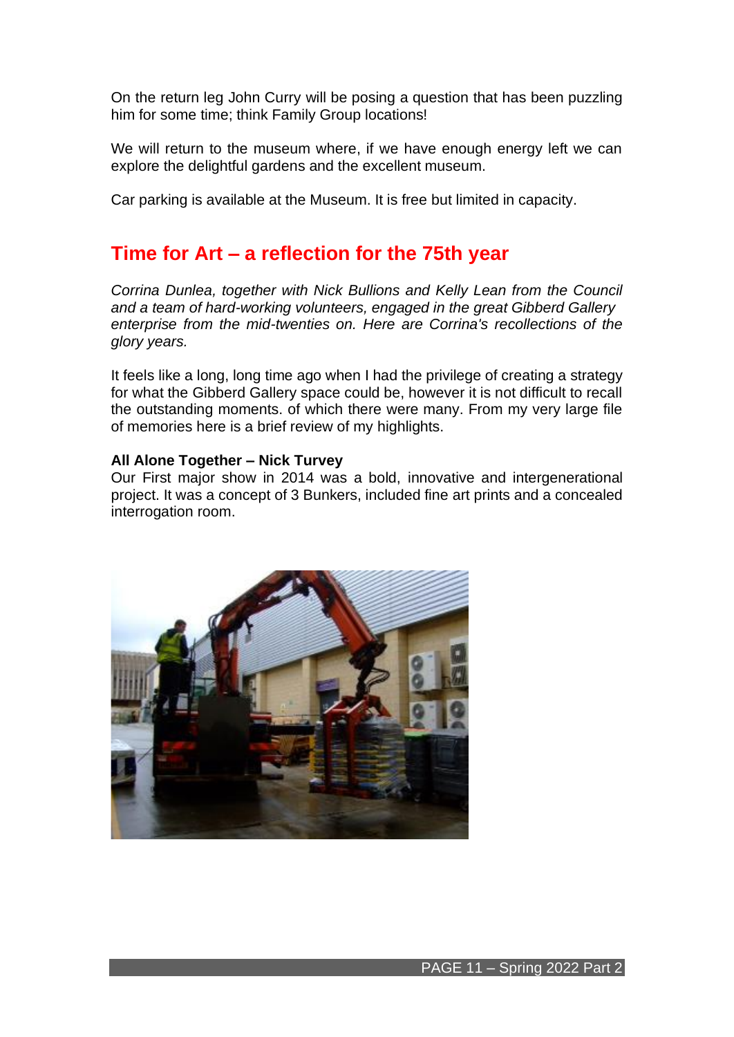On the return leg John Curry will be posing a question that has been puzzling him for some time; think Family Group locations!

We will return to the museum where, if we have enough energy left we can explore the delightful gardens and the excellent museum.

Car parking is available at the Museum. It is free but limited in capacity.

## Time for Art – a reflection for the 75th year

*Corrina Dunlea, together with Nick Bullions and Kelly Lean from the Council and a team of hard-working volunteers, engaged in the great Gibberd Gallery enterprise from the mid-twenties on. Here are Corrina's recollections of the glory years.*

It feels like a long, long time ago when I had the privilege of creating a strategy for what the Gibberd Gallery space could be, however it is not difficult to recall the outstanding moments. of which there were many. From my very large file of memories here is a brief review of my highlights.

**All Alone Together – Nick Turvey**
Our First major show in 2014 was a bold, innovative and intergenerational project. It was a concept of 3 Bunkers, included fine art prints and a concealed interrogation room.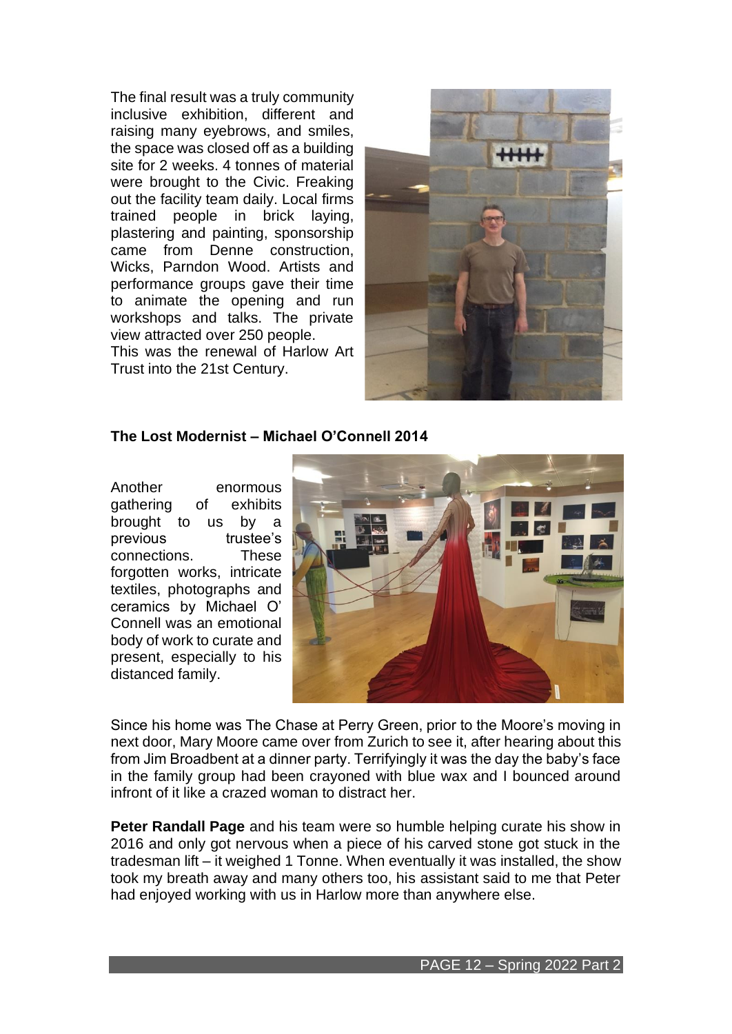The final result was a truly community inclusive exhibition, different and raising many eyebrows, and smiles, the space was closed off as a building site for 2 weeks. 4 tonnes of material were brought to the Civic. Freaking out the facility team daily. Local firms trained people in brick laying, plastering and painting, sponsorship came from Denne construction, Wicks, Parndon Wood. Artists and performance groups gave their time to animate the opening and run workshops and talks. The private view attracted over 250 people.
This was the renewal of Harlow Art Trust into the 21st Century.

**The Lost Modernist – Michael O'Connell 2014**

Another enormous gathering of exhibits brought to us by a previous trustee's connections. These forgotten works, intricate textiles, photographs and ceramics by Michael O' Connell was an emotional body of work to curate and present, especially to his distanced family.

Since his home was The Chase at Perry Green, prior to the Moore's moving in next door, Mary Moore came over from Zurich to see it, after hearing about this from Jim Broadbent at a dinner party. Terrifyingly it was the day the baby's face in the family group had been crayoned with blue wax and I bounced around infront of it like a crazed woman to distract her.

**Peter Randall Page** and his team were so humble helping curate his show in 2016 and only got nervous when a piece of his carved stone got stuck in the tradesman lift – it weighed 1 Tonne. When eventually it was installed, the show took my breath away and many others too, his assistant said to me that Peter had enjoyed working with us in Harlow more than anywhere else.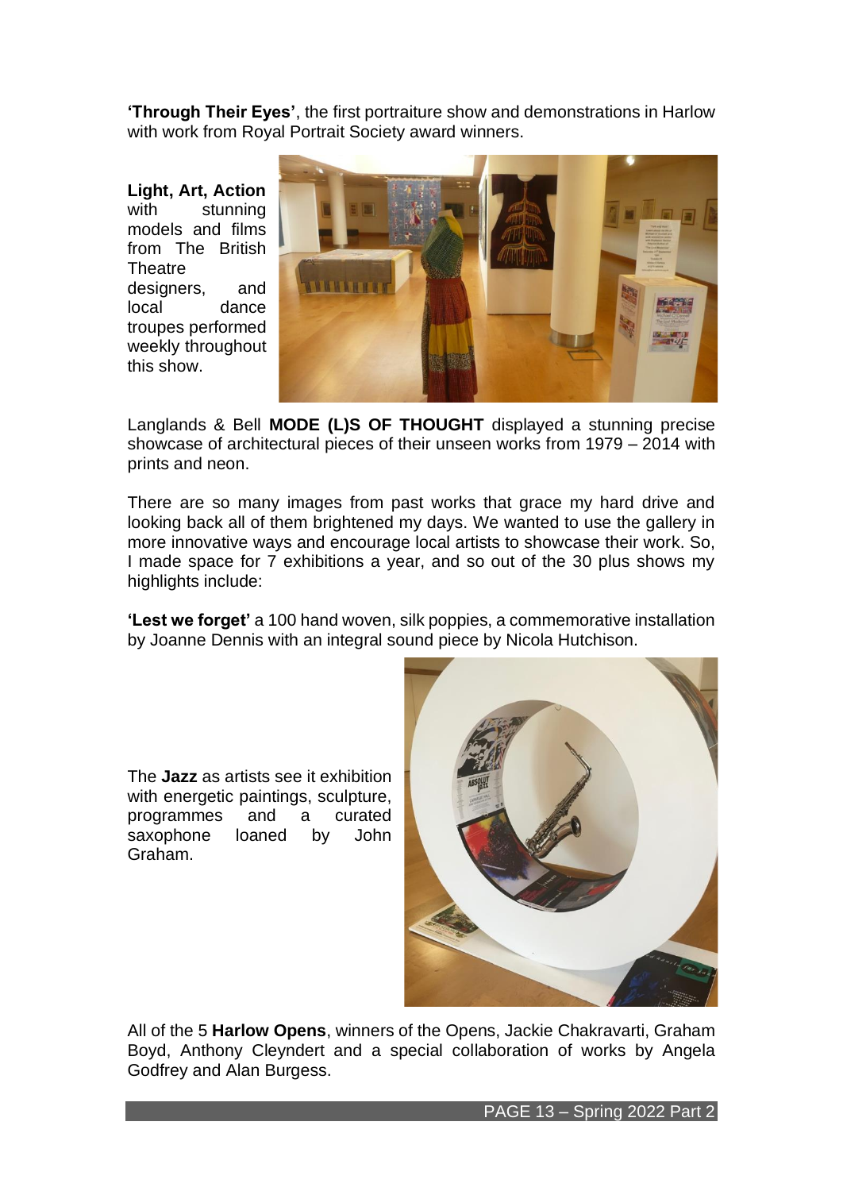**'Through Their Eyes'**, the first portraiture show and demonstrations in Harlow with work from Royal Portrait Society award winners.

**Light, Art, Action** with stunning models and films from The British Theatre designers, and local dance troupes performed weekly throughout this show.

Langlands & Bell **MODE (L)S OF THOUGHT** displayed a stunning precise showcase of architectural pieces of their unseen works from 1979 – 2014 with prints and neon.

There are so many images from past works that grace my hard drive and looking back all of them brightened my days. We wanted to use the gallery in more innovative ways and encourage local artists to showcase their work. So, I made space for 7 exhibitions a year, and so out of the 30 plus shows my highlights include:

**'Lest we forget'** a 100 hand woven, silk poppies, a commemorative installation by Joanne Dennis with an integral sound piece by Nicola Hutchison.

The **Jazz** as artists see it exhibition with energetic paintings, sculpture, programmes and a curated saxophone loaned by John Graham.

All of the 5 **Harlow Opens**, winners of the Opens, Jackie Chakravarti, Graham Boyd, Anthony Cleyndert and a special collaboration of works by Angela Godfrey and Alan Burgess.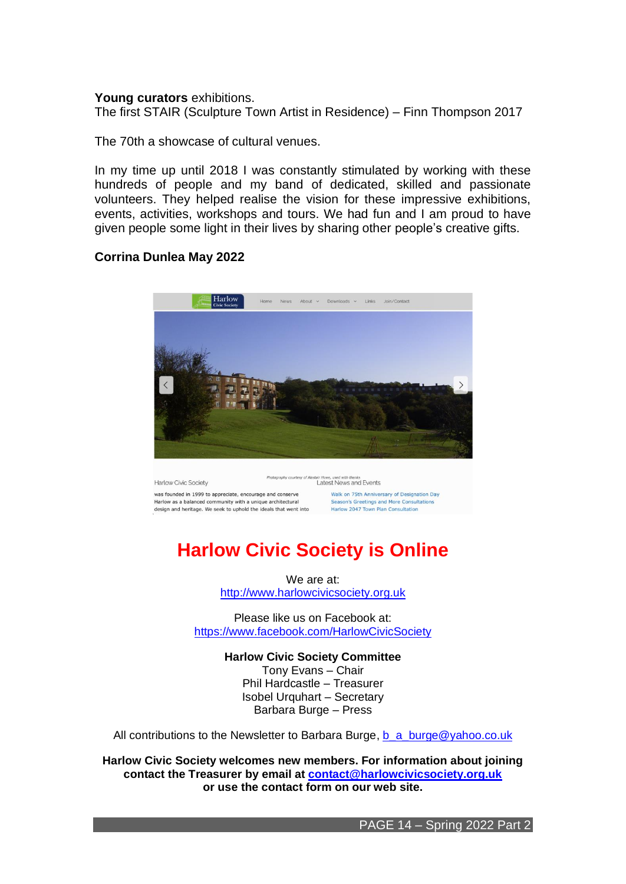**Young curators** exhibitions.
The first STAIR (Sculpture Town Artist in Residence) – Finn Thompson 2017

The 70th a showcase of cultural venues.

In my time up until 2018 I was constantly stimulated by working with these hundreds of people and my band of dedicated, skilled and passionate volunteers. They helped realise the vision for these impressive exhibitions, events, activities, workshops and tours. We had fun and I am proud to have given people some light in their lives by sharing other people's creative gifts.

**Corrina Dunlea May 2022**

# Harlow Civic Society is Online

We are at:
[http://www.harlowcivicsociety.org.uk](http://www.harlowcivicsociety.org.uk)

Please like us on Facebook at:
[https://www.facebook.com/HarlowCivicSociety](https://www.facebook.com/HarlowCivicSociety)

**Harlow Civic Society Committee**
Tony Evans – Chair
Phil Hardcastle – Treasurer
Isobel Urquhart – Secretary
Barbara Burge – Press

All contributions to the Newsletter to Barbara Burge, b_a_burge@yahoo.co.uk

**Harlow Civic Society welcomes new members. For information about joining contact the Treasurer by email at contact@harlowcivicsociety.org.uk or use the contact form on our web site.**